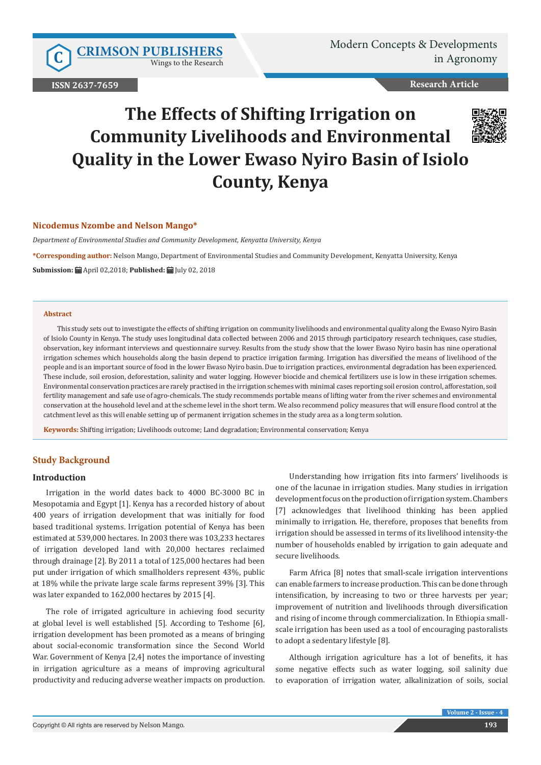# The Effects of Shifting Irrigation on Community Livelihoods and Environmental Quality in the Lower Ewaso Nyiro Basin of Isiolo County, Kenya

**Nicodemus Nzombe and Nelson Mango***

*Department of Environmental Studies and Community Development, Kenyatta University, Kenya*

**\*Corresponding author:** Nelson Mango, Department of Environmental Studies and Community Development, Kenyatta University, Kenya

**Submission:** April 02,2018; **Published:** July 02, 2018

## Abstract

This study sets out to investigate the effects of shifting irrigation on community livelihoods and environmental quality along the Ewaso Nyiro Basin of Isiolo County in Kenya. The study uses longitudinal data collected between 2006 and 2015 through participatory research techniques, case studies, observation, key informant interviews and questionnaire survey. Results from the study show that the lower Ewaso Nyiro basin has nine operational irrigation schemes which households along the basin depend to practice irrigation farming. Irrigation has diversified the means of livelihood of the people and is an important source of food in the lower Ewaso Nyiro basin. Due to irrigation practices, environmental degradation has been experienced. These include, soil erosion, deforestation, salinity and water logging. However biocide and chemical fertilizers use is low in these irrigation schemes. Environmental conservation practices are rarely practised in the irrigation schemes with minimal cases reporting soil erosion control, afforestation, soil fertility management and safe use of agro-chemicals. The study recommends portable means of lifting water from the river schemes and environmental conservation at the household level and at the scheme level in the short term. We also recommend policy measures that will ensure flood control at the catchment level as this will enable setting up of permanent irrigation schemes in the study area as a long term solution.

**Keywords:** Shifting irrigation; Livelihoods outcome; Land degradation; Environmental conservation; Kenya

## Study Background

### Introduction

Irrigation in the world dates back to 4000 BC-3000 BC in Mesopotamia and Egypt [1]. Kenya has a recorded history of about 400 years of irrigation development that was initially for food based traditional systems. Irrigation potential of Kenya has been estimated at 539,000 hectares. In 2003 there was 103,233 hectares of irrigation developed land with 20,000 hectares reclaimed through drainage [2]. By 2011 a total of 125,000 hectares had been put under irrigation of which smallholders represent 43%, public at 18% while the private large scale farms represent 39% [3]. This was later expanded to 162,000 hectares by 2015 [4].

The role of irrigated agriculture in achieving food security at global level is well established [5]. According to Teshome [6], irrigation development has been promoted as a means of bringing about social-economic transformation since the Second World War. Government of Kenya [2,4] notes the importance of investing in irrigation agriculture as a means of improving agricultural productivity and reducing adverse weather impacts on production.

Understanding how irrigation fits into farmers' livelihoods is one of the lacunae in irrigation studies. Many studies in irrigation development focus on the production of irrigation system. Chambers [7] acknowledges that livelihood thinking has been applied minimally to irrigation. He, therefore, proposes that benefits from irrigation should be assessed in terms of its livelihood intensity-the number of households enabled by irrigation to gain adequate and secure livelihoods.

Farm Africa [8] notes that small-scale irrigation interventions can enable farmers to increase production. This can be done through intensification, by increasing to two or three harvests per year; improvement of nutrition and livelihoods through diversification and rising of income through commercialization. In Ethiopia small-scale irrigation has been used as a tool of encouraging pastoralists to adopt a sedentary lifestyle [8].

Although irrigation agriculture has a lot of benefits, it has some negative effects such as water logging, soil salinity due to evaporation of irrigation water, alkalinization of soils, social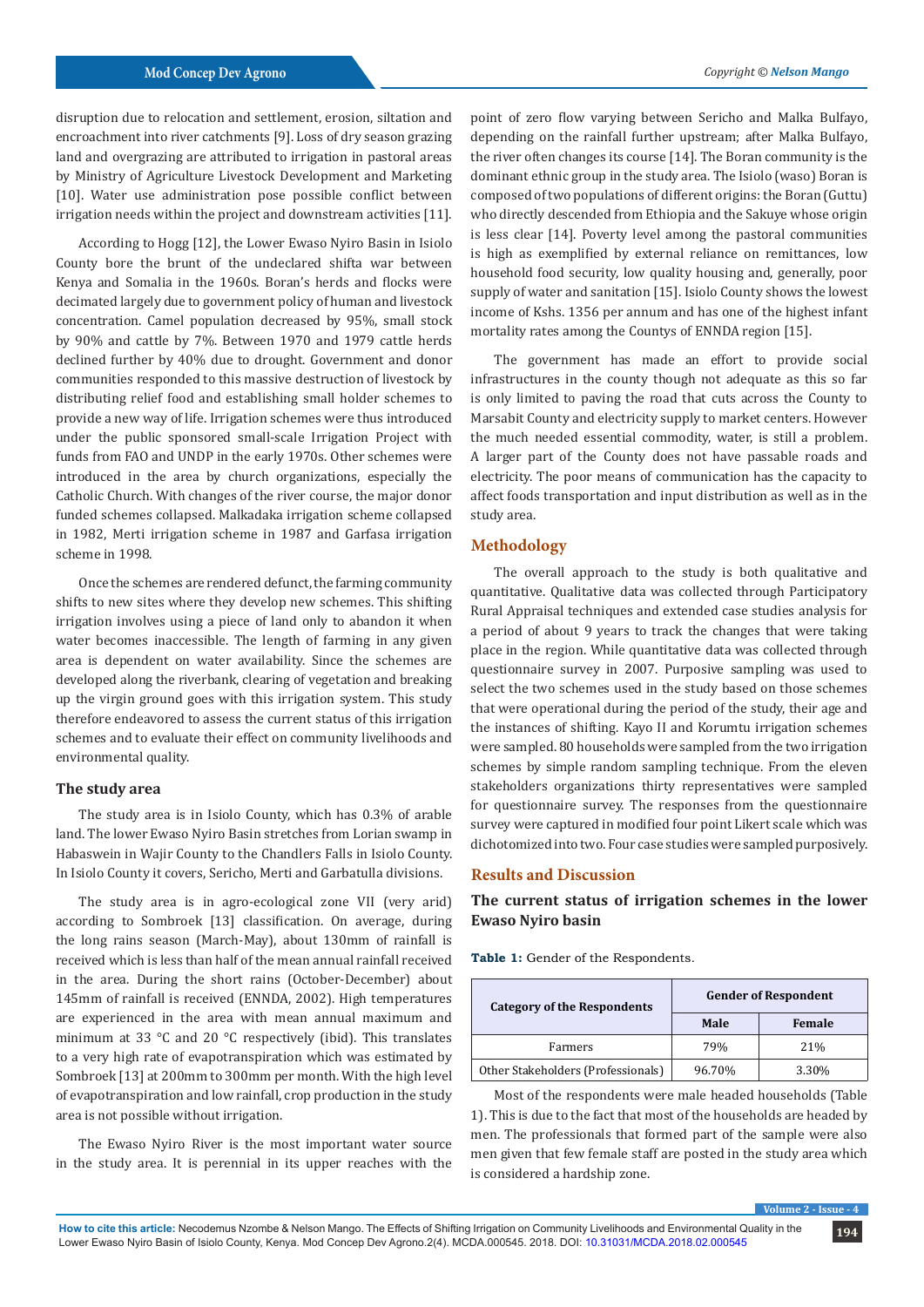disruption due to relocation and settlement, erosion, siltation and encroachment into river catchments [9]. Loss of dry season grazing land and overgrazing are attributed to irrigation in pastoral areas by Ministry of Agriculture Livestock Development and Marketing [10]. Water use administration pose possible conflict between irrigation needs within the project and downstream activities [11].

According to Hogg [12], the Lower Ewaso Nyiro Basin in Isiolo County bore the brunt of the undeclared shifta war between Kenya and Somalia in the 1960s. Boran's herds and flocks were decimated largely due to government policy of human and livestock concentration. Camel population decreased by 95%, small stock by 90% and cattle by 7%. Between 1970 and 1979 cattle herds declined further by 40% due to drought. Government and donor communities responded to this massive destruction of livestock by distributing relief food and establishing small holder schemes to provide a new way of life. Irrigation schemes were thus introduced under the public sponsored small-scale Irrigation Project with funds from FAO and UNDP in the early 1970s. Other schemes were introduced in the area by church organizations, especially the Catholic Church. With changes of the river course, the major donor funded schemes collapsed. Malkadaka irrigation scheme collapsed in 1982, Merti irrigation scheme in 1987 and Garfasa irrigation scheme in 1998.

Once the schemes are rendered defunct, the farming community shifts to new sites where they develop new schemes. This shifting irrigation involves using a piece of land only to abandon it when water becomes inaccessible. The length of farming in any given area is dependent on water availability. Since the schemes are developed along the riverbank, clearing of vegetation and breaking up the virgin ground goes with this irrigation system. This study therefore endeavored to assess the current status of this irrigation schemes and to evaluate their effect on community livelihoods and environmental quality.

### The study area

The study area is in Isiolo County, which has 0.3% of arable land. The lower Ewaso Nyiro Basin stretches from Lorian swamp in Habaswein in Wajir County to the Chandlers Falls in Isiolo County. In Isiolo County it covers, Sericho, Merti and Garbatulla divisions.

The study area is in agro-ecological zone VII (very arid) according to Sombroek [13] classification. On average, during the long rains season (March-May), about 130mm of rainfall is received which is less than half of the mean annual rainfall received in the area. During the short rains (October-December) about 145mm of rainfall is received (ENNDA, 2002). High temperatures are experienced in the area with mean annual maximum and minimum at 33 °C and 20 °C respectively (ibid). This translates to a very high rate of evapotranspiration which was estimated by Sombroek [13] at 200mm to 300mm per month. With the high level of evapotranspiration and low rainfall, crop production in the study area is not possible without irrigation.

The Ewaso Nyiro River is the most important water source in the study area. It is perennial in its upper reaches with the point of zero flow varying between Sericho and Malka Bulfayo, depending on the rainfall further upstream; after Malka Bulfayo, the river often changes its course [14]. The Boran community is the dominant ethnic group in the study area. The Isiolo (waso) Boran is composed of two populations of different origins: the Boran (Guttu) who directly descended from Ethiopia and the Sakuye whose origin is less clear [14]. Poverty level among the pastoral communities is high as exemplified by external reliance on remittances, low household food security, low quality housing and, generally, poor supply of water and sanitation [15]. Isiolo County shows the lowest income of Kshs. 1356 per annum and has one of the highest infant mortality rates among the Countys of ENNDA region [15].

The government has made an effort to provide social infrastructures in the county though not adequate as this so far is only limited to paving the road that cuts across the County to Marsabit County and electricity supply to market centers. However the much needed essential commodity, water, is still a problem. A larger part of the County does not have passable roads and electricity. The poor means of communication has the capacity to affect foods transportation and input distribution as well as in the study area.

## Methodology

The overall approach to the study is both qualitative and quantitative. Qualitative data was collected through Participatory Rural Appraisal techniques and extended case studies analysis for a period of about 9 years to track the changes that were taking place in the region. While quantitative data was collected through questionnaire survey in 2007. Purposive sampling was used to select the two schemes used in the study based on those schemes that were operational during the period of the study, their age and the instances of shifting. Kayo II and Korumtu irrigation schemes were sampled. 80 households were sampled from the two irrigation schemes by simple random sampling technique. From the eleven stakeholders organizations thirty representatives were sampled for questionnaire survey. The responses from the questionnaire survey were captured in modified four point Likert scale which was dichotomized into two. Four case studies were sampled purposively.

## Results and Discussion

### The current status of irrigation schemes in the lower Ewaso Nyiro basin

**Table 1:** Gender of the Respondents.

| Category of the Respondents | Gender of Respondent | |
|---|---|---|
| | Male | Female |
| Farmers | 79% | 21% |
| Other Stakeholders (Professionals) | 96.70% | 3.30% |

Most of the respondents were male headed households (Table 1). This is due to the fact that most of the households are headed by men. The professionals that formed part of the sample were also men given that few female staff are posted in the study area which is considered a hardship zone.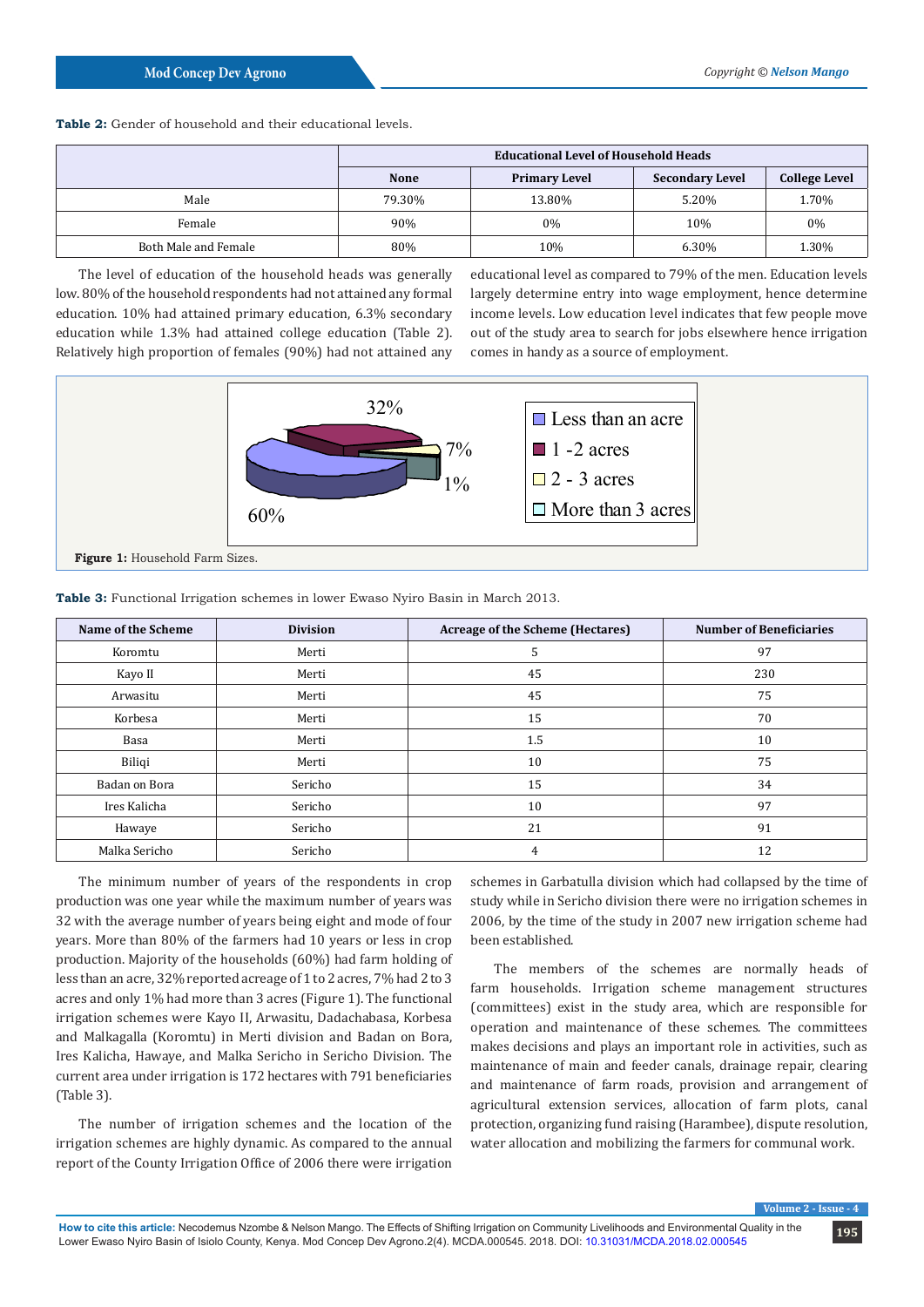**Table 2:** Gender of household and their educational levels.

| | Educational Level of Household Heads | | | |
|---|---|---|---|---|
| | None | Primary Level | Secondary Level | College Level |
| Male | 79.30% | 13.80% | 5.20% | 1.70% |
| Female | 90% | 0% | 10% | 0% |
| Both Male and Female | 80% | 10% | 6.30% | 1.30% |

The level of education of the household heads was generally low. 80% of the household respondents had not attained any formal education. 10% had attained primary education, 6.3% secondary education while 1.3% had attained college education (Table 2). Relatively high proportion of females (90%) had not attained any educational level as compared to 79% of the men. Education levels largely determine entry into wage employment, hence determine income levels. Low education level indicates that few people move out of the study area to search for jobs elsewhere hence irrigation comes in handy as a source of employment.

**Figure 1:** Household Farm Sizes.

**Table 3:** Functional Irrigation schemes in lower Ewaso Nyiro Basin in March 2013.

| Name of the Scheme | Division | Acreage of the Scheme (Hectares) | Number of Beneficiaries |
|---|---|---|---|
| Koromtu | Merti | 5 | 97 |
| Kayo II | Merti | 45 | 230 |
| Arwasitu | Merti | 45 | 75 |
| Korbesa | Merti | 15 | 70 |
| Basa | Merti | 1.5 | 10 |
| Biliqi | Merti | 10 | 75 |
| Badan on Bora | Sericho | 15 | 34 |
| Ires Kalicha | Sericho | 10 | 97 |
| Hawaye | Sericho | 21 | 91 |
| Malka Sericho | Sericho | 4 | 12 |

The minimum number of years of the respondents in crop production was one year while the maximum number of years was 32 with the average number of years being eight and mode of four years. More than 80% of the farmers had 10 years or less in crop production. Majority of the households (60%) had farm holding of less than an acre, 32% reported acreage of 1 to 2 acres, 7% had 2 to 3 acres and only 1% had more than 3 acres (Figure 1). The functional irrigation schemes were Kayo II, Arwasitu, Dadachabasa, Korbesa and Malkagalla (Koromtu) in Merti division and Badan on Bora, Ires Kalicha, Hawaye, and Malka Sericho in Sericho Division. The current area under irrigation is 172 hectares with 791 beneficiaries (Table 3).

The number of irrigation schemes and the location of the irrigation schemes are highly dynamic. As compared to the annual report of the County Irrigation Office of 2006 there were irrigation schemes in Garbatulla division which had collapsed by the time of study while in Sericho division there were no irrigation schemes in 2006, by the time of the study in 2007 new irrigation scheme had been established.

The members of the schemes are normally heads of farm households. Irrigation scheme management structures (committees) exist in the study area, which are responsible for operation and maintenance of these schemes. The committees makes decisions and plays an important role in activities, such as maintenance of main and feeder canals, drainage repair, clearing and maintenance of farm roads, provision and arrangement of agricultural extension services, allocation of farm plots, canal protection, organizing fund raising (Harambee), dispute resolution, water allocation and mobilizing the farmers for communal work.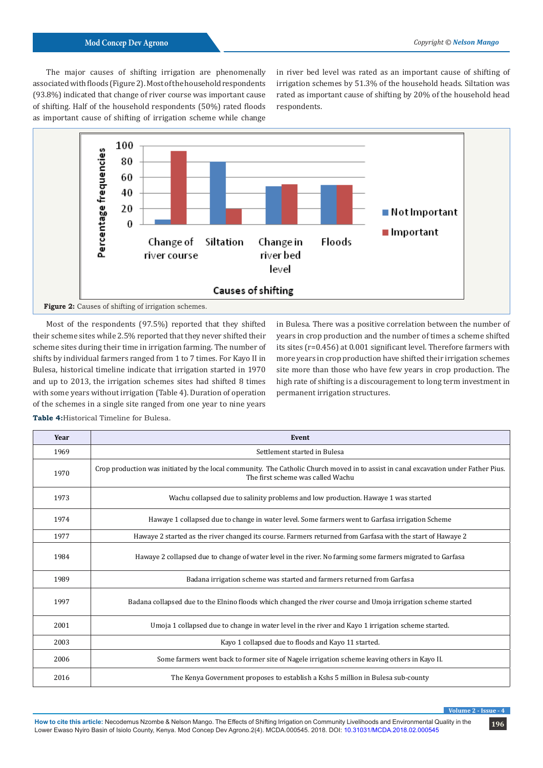The major causes of shifting irrigation are phenomenally associated with floods (Figure 2). Most of the household respondents (93.8%) indicated that change of river course was important cause of shifting. Half of the household respondents (50%) rated floods as important cause of shifting of irrigation scheme while change in river bed level was rated as an important cause of shifting of irrigation schemes by 51.3% of the household heads. Siltation was rated as important cause of shifting by 20% of the household head respondents.

**Figure 2:** Causes of shifting of irrigation schemes.

Most of the respondents (97.5%) reported that they shifted their scheme sites while 2.5% reported that they never shifted their scheme sites during their time in irrigation farming. The number of shifts by individual farmers ranged from 1 to 7 times. For Kayo II in Bulesa, historical timeline indicate that irrigation started in 1970 and up to 2013, the irrigation schemes sites had shifted 8 times with some years without irrigation (Table 4). Duration of operation of the schemes in a single site ranged from one year to nine years in Bulesa. There was a positive correlation between the number of years in crop production and the number of times a scheme shifted its sites (r=0.456) at 0.001 significant level. Therefore farmers with more years in crop production have shifted their irrigation schemes site more than those who have few years in crop production. The high rate of shifting is a discouragement to long term investment in permanent irrigation structures.

**Table 4:** Historical Timeline for Bulesa.

| Year | Event |
|---|---|
| 1969 | Settlement started in Bulesa |
| 1970 | Crop production was initiated by the local community. The Catholic Church moved in to assist in canal excavation under Father Pius. The first scheme was called Wachu |
| 1973 | Wachu collapsed due to salinity problems and low production. Hawaye 1 was started |
| 1974 | Hawaye 1 collapsed due to change in water level. Some farmers went to Garfasa irrigation Scheme |
| 1977 | Hawaye 2 started as the river changed its course. Farmers returned from Garfasa with the start of Hawaye 2 |
| 1984 | Hawaye 2 collapsed due to change of water level in the river. No farming some farmers migrated to Garfasa |
| 1989 | Badana irrigation scheme was started and farmers returned from Garfasa |
| 1997 | Badana collapsed due to the Elnino floods which changed the river course and Umoja irrigation scheme started |
| 2001 | Umoja 1 collapsed due to change in water level in the river and Kayo 1 irrigation scheme started. |
| 2003 | Kayo 1 collapsed due to floods and Kayo 11 started. |
| 2006 | Some farmers went back to former site of Nagele irrigation scheme leaving others in Kayo II. |
| 2016 | The Kenya Government proposes to establish a Kshs 5 million in Bulesa sub-county |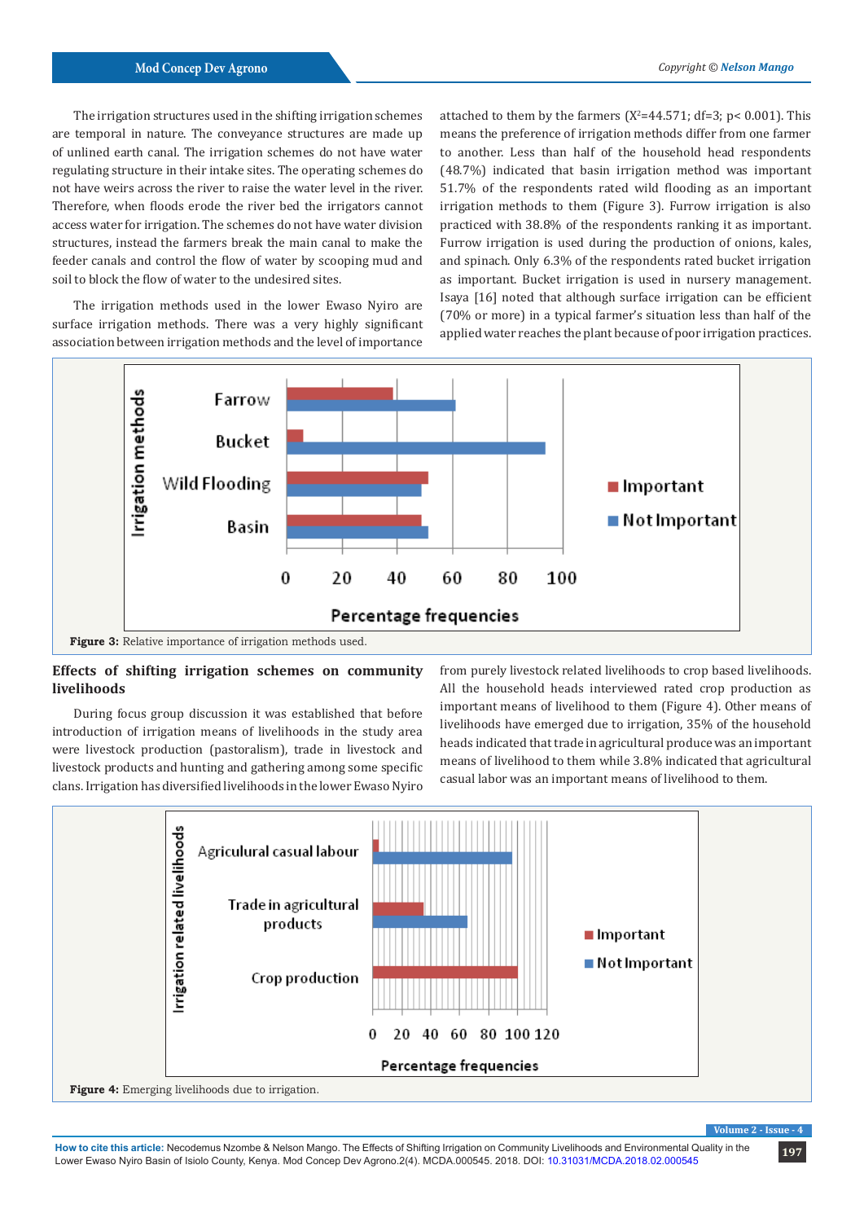The irrigation structures used in the shifting irrigation schemes are temporal in nature. The conveyance structures are made up of unlined earth canal. The irrigation schemes do not have water regulating structure in their intake sites. The operating schemes do not have weirs across the river to raise the water level in the river. Therefore, when floods erode the river bed the irrigators cannot access water for irrigation. The schemes do not have water division structures, instead the farmers break the main canal to make the feeder canals and control the flow of water by scooping mud and soil to block the flow of water to the undesired sites.

The irrigation methods used in the lower Ewaso Nyiro are surface irrigation methods. There was a very highly significant association between irrigation methods and the level of importance attached to them by the farmers ($X^2$=44.571; df=3; p< 0.001). This means the preference of irrigation methods differ from one farmer to another. Less than half of the household head respondents (48.7%) indicated that basin irrigation method was important 51.7% of the respondents rated wild flooding as an important irrigation methods to them (Figure 3). Furrow irrigation is also practiced with 38.8% of the respondents ranking it as important. Furrow irrigation is used during the production of onions, kales, and spinach. Only 6.3% of the respondents rated bucket irrigation as important. Bucket irrigation is used in nursery management. Isaya [16] noted that although surface irrigation can be efficient (70% or more) in a typical farmer's situation less than half of the applied water reaches the plant because of poor irrigation practices.

**Figure 3:** Relative importance of irrigation methods used.

## Effects of shifting irrigation schemes on community livelihoods

During focus group discussion it was established that before introduction of irrigation means of livelihoods in the study area were livestock production (pastoralism), trade in livestock and livestock products and hunting and gathering among some specific clans. Irrigation has diversified livelihoods in the lower Ewaso Nyiro from purely livestock related livelihoods to crop based livelihoods. All the household heads interviewed rated crop production as important means of livelihood to them (Figure 4). Other means of livelihoods have emerged due to irrigation, 35% of the household heads indicated that trade in agricultural produce was an important means of livelihood to them while 3.8% indicated that agricultural casual labor was an important means of livelihood to them.

**Figure 4:** Emerging livelihoods due to irrigation.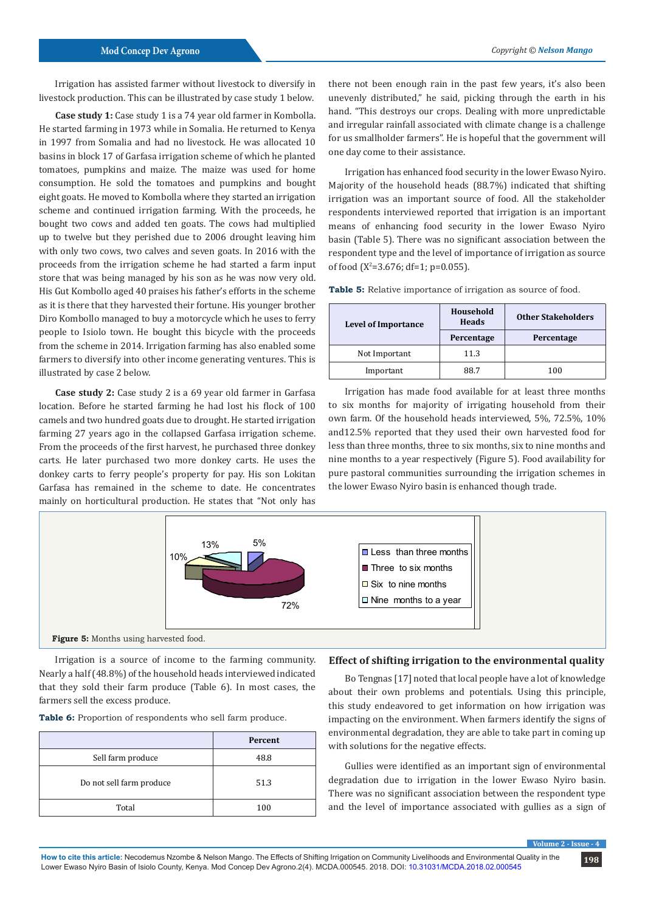Irrigation has assisted farmer without livestock to diversify in livestock production. This can be illustrated by case study 1 below.

**Case study 1:** Case study 1 is a 74 year old farmer in Kombolla. He started farming in 1973 while in Somalia. He returned to Kenya in 1997 from Somalia and had no livestock. He was allocated 10 basins in block 17 of Garfasa irrigation scheme of which he planted tomatoes, pumpkins and maize. The maize was used for home consumption. He sold the tomatoes and pumpkins and bought eight goats. He moved to Kombolla where they started an irrigation scheme and continued irrigation farming. With the proceeds, he bought two cows and added ten goats. The cows had multiplied up to twelve but they perished due to 2006 drought leaving him with only two cows, two calves and seven goats. In 2016 with the proceeds from the irrigation scheme he had started a farm input store that was being managed by his son as he was now very old. His Gut Kombollo aged 40 praises his father's efforts in the scheme as it is there that they harvested their fortune. His younger brother Diro Kombollo managed to buy a motorcycle which he uses to ferry people to Isiolo town. He bought this bicycle with the proceeds from the scheme in 2014. Irrigation farming has also enabled some farmers to diversify into other income generating ventures. This is illustrated by case 2 below.

**Case study 2:** Case study 2 is a 69 year old farmer in Garfasa location. Before he started farming he had lost his flock of 100 camels and two hundred goats due to drought. He started irrigation farming 27 years ago in the collapsed Garfasa irrigation scheme. From the proceeds of the first harvest, he purchased three donkey carts. He later purchased two more donkey carts. He uses the donkey carts to ferry people's property for pay. His son Lokitan Garfasa has remained in the scheme to date. He concentrates mainly on horticultural production. He states that "Not only has there not been enough rain in the past few years, it's also been unevenly distributed," he said, picking through the earth in his hand. "This destroys our crops. Dealing with more unpredictable and irregular rainfall associated with climate change is a challenge for us smallholder farmers". He is hopeful that the government will one day come to their assistance.

Irrigation has enhanced food security in the lower Ewaso Nyiro. Majority of the household heads (88.7%) indicated that shifting irrigation was an important source of food. All the stakeholder respondents interviewed reported that irrigation is an important means of enhancing food security in the lower Ewaso Nyiro basin (Table 5). There was no significant association between the respondent type and the level of importance of irrigation as source of food ($X^2$=3.676; df=1; p=0.055).

**Table 5:** Relative importance of irrigation as source of food.

| Level of Importance | Household Heads | Other Stakeholders |
|---|---|---|
| | Percentage | Percentage |
| Not Important | 11.3 | |
| Important | 88.7 | 100 |

Irrigation has made food available for at least three months to six months for majority of irrigating household from their own farm. Of the household heads interviewed, 5%, 72.5%, 10% and12.5% reported that they used their own harvested food for less than three months, three to six months, six to nine months and nine months to a year respectively (Figure 5). Food availability for pure pastoral communities surrounding the irrigation schemes in the lower Ewaso Nyiro basin is enhanced though trade.

**Figure 5:** Months using harvested food.

Irrigation is a source of income to the farming community. Nearly a half (48.8%) of the household heads interviewed indicated that they sold their farm produce (Table 6). In most cases, the farmers sell the excess produce.

**Table 6:** Proportion of respondents who sell farm produce.

| | Percent |
|---|---|
| Sell farm produce | 48.8 |
| Do not sell farm produce | 51.3 |
| Total | 100 |

## Effect of shifting irrigation to the environmental quality

Bo Tengnas [17] noted that local people have a lot of knowledge about their own problems and potentials. Using this principle, this study endeavored to get information on how irrigation was impacting on the environment. When farmers identify the signs of environmental degradation, they are able to take part in coming up with solutions for the negative effects.

Gullies were identified as an important sign of environmental degradation due to irrigation in the lower Ewaso Nyiro basin. There was no significant association between the respondent type and the level of importance associated with gullies as a sign of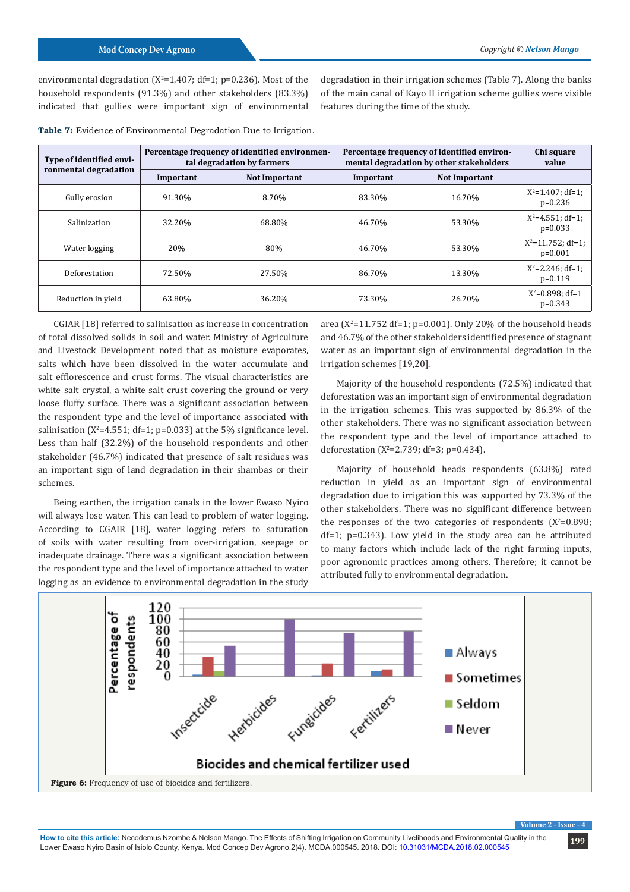environmental degradation ($X^2$=1.407; df=1; p=0.236). Most of the household respondents (91.3%) and other stakeholders (83.3%) indicated that gullies were important sign of environmental degradation in their irrigation schemes (Table 7). Along the banks of the main canal of Kayo II irrigation scheme gullies were visible features during the time of the study.

**Table 7:** Evidence of Environmental Degradation Due to Irrigation.

| Type of identified environmental degradation | Percentage frequency of identified environmental degradation by farmers | | Percentage frequency of identified environmental degradation by other stakeholders | | Chi square value |
|---|---|---|---|---|---|
| | Important | Not Important | Important | Not Important | |
| Gully erosion | 91.30% | 8.70% | 83.30% | 16.70% | $X^2$=1.407; df=1; p=0.236 |
| Salinization | 32.20% | 68.80% | 46.70% | 53.30% | $X^2$=4.551; df=1; p=0.033 |
| Water logging | 20% | 80% | 46.70% | 53.30% | $X^2$=11.752; df=1; p=0.001 |
| Deforestation | 72.50% | 27.50% | 86.70% | 13.30% | $X^2$=2.246; df=1; p=0.119 |
| Reduction in yield | 63.80% | 36.20% | 73.30% | 26.70% | $X^2$=0.898; df=1 p=0.343 |

CGIAR [18] referred to salinisation as increase in concentration of total dissolved solids in soil and water. Ministry of Agriculture and Livestock Development noted that as moisture evaporates, salts which have been dissolved in the water accumulate and salt efflorescence and crust forms. The visual characteristics are white salt crystal, a white salt crust covering the ground or very loose fluffy surface. There was a significant association between the respondent type and the level of importance associated with salinisation ($X^2$=4.551; df=1; p=0.033) at the 5% significance level. Less than half (32.2%) of the household respondents and other stakeholder (46.7%) indicated that presence of salt residues was an important sign of land degradation in their shambas or their schemes.

Being earthen, the irrigation canals in the lower Ewaso Nyiro will always lose water. This can lead to problem of water logging. According to CGAIR [18], water logging refers to saturation of soils with water resulting from over-irrigation, seepage or inadequate drainage. There was a significant association between the respondent type and the level of importance attached to water logging as an evidence to environmental degradation in the study area ($X^2$=11.752 df=1; p=0.001). Only 20% of the household heads and 46.7% of the other stakeholders identified presence of stagnant water as an important sign of environmental degradation in the irrigation schemes [19,20].

Majority of the household respondents (72.5%) indicated that deforestation was an important sign of environmental degradation in the irrigation schemes. This was supported by 86.3% of the other stakeholders. There was no significant association between the respondent type and the level of importance attached to deforestation ($X^2$=2.739; df=3; p=0.434).

Majority of household heads respondents (63.8%) rated reduction in yield as an important sign of environmental degradation due to irrigation this was supported by 73.3% of the other stakeholders. There was no significant difference between the responses of the two categories of respondents ($X^2$=0.898; df=1; p=0.343). Low yield in the study area can be attributed to many factors which include lack of the right farming inputs, poor agronomic practices among others. Therefore; it cannot be attributed fully to environmental degradation.

**Figure 6:** Frequency of use of biocides and fertilizers.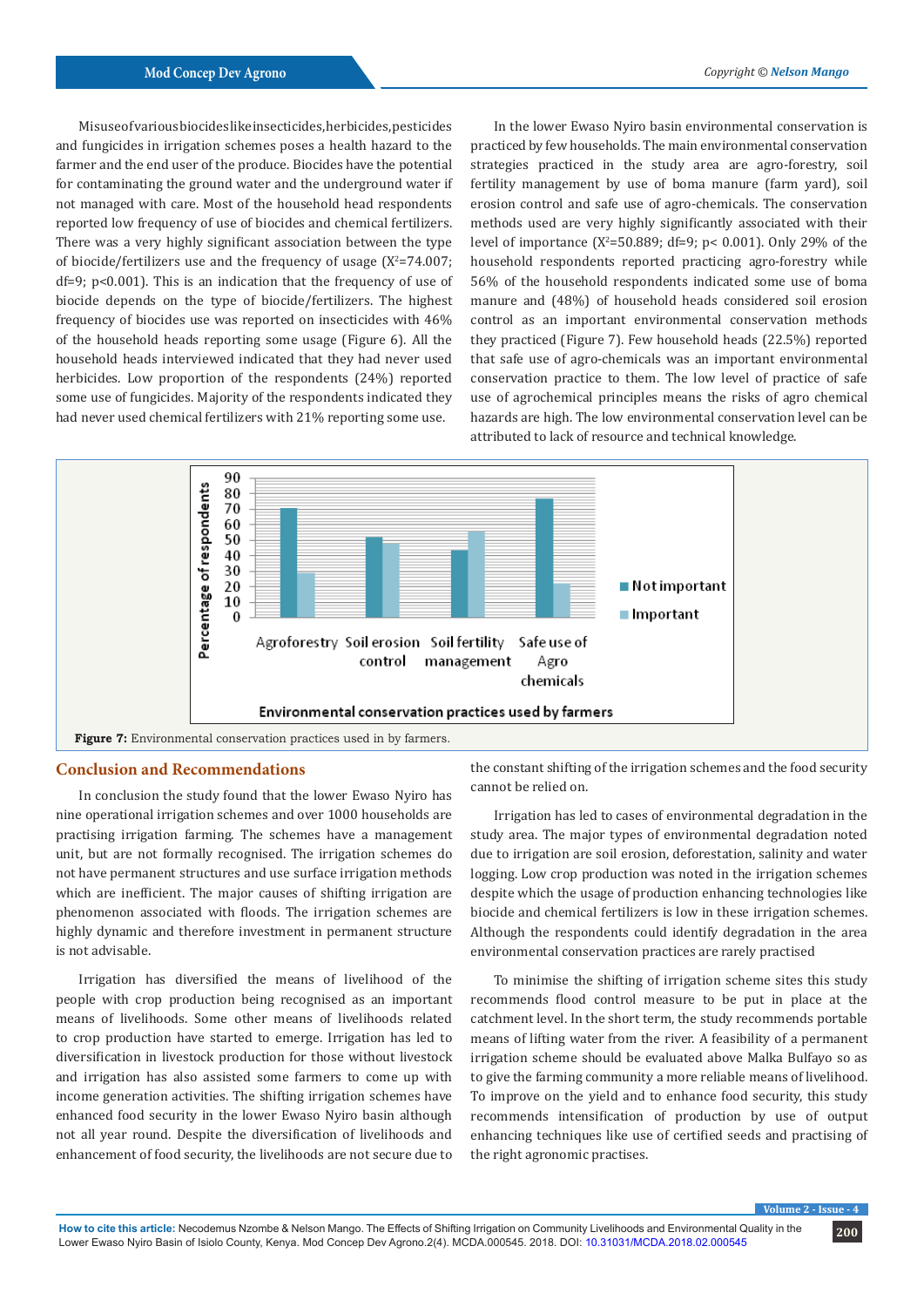Misuse of various biocides like insecticides, herbicides, pesticides and fungicides in irrigation schemes poses a health hazard to the farmer and the end user of the produce. Biocides have the potential for contaminating the ground water and the underground water if not managed with care. Most of the household head respondents reported low frequency of use of biocides and chemical fertilizers. There was a very highly significant association between the type of biocide/fertilizers use and the frequency of usage ($X^2$=74.007; df=9; p<0.001). This is an indication that the frequency of use of biocide depends on the type of biocide/fertilizers. The highest frequency of biocides use was reported on insecticides with 46% of the household heads reporting some usage (Figure 6). All the household heads interviewed indicated that they had never used herbicides. Low proportion of the respondents (24%) reported some use of fungicides. Majority of the respondents indicated they had never used chemical fertilizers with 21% reporting some use.

In the lower Ewaso Nyiro basin environmental conservation is practiced by few households. The main environmental conservation strategies practiced in the study area are agro-forestry, soil fertility management by use of boma manure (farm yard), soil erosion control and safe use of agro-chemicals. The conservation methods used are very highly significantly associated with their level of importance ($X^2$=50.889; df=9; p< 0.001). Only 29% of the household respondents reported practicing agro-forestry while 56% of the household respondents indicated some use of boma manure and (48%) of household heads considered soil erosion control as an important environmental conservation methods they practiced (Figure 7). Few household heads (22.5%) reported that safe use of agro-chemicals was an important environmental conservation practice to them. The low level of practice of safe use of agrochemical principles means the risks of agro chemical hazards are high. The low environmental conservation level can be attributed to lack of resource and technical knowledge.

**Figure 7:** Environmental conservation practices used in by farmers.

## Conclusion and Recommendations

In conclusion the study found that the lower Ewaso Nyiro has nine operational irrigation schemes and over 1000 households are practising irrigation farming. The schemes have a management unit, but are not formally recognised. The irrigation schemes do not have permanent structures and use surface irrigation methods which are inefficient. The major causes of shifting irrigation are phenomenon associated with floods. The irrigation schemes are highly dynamic and therefore investment in permanent structure is not advisable.

Irrigation has diversified the means of livelihood of the people with crop production being recognised as an important means of livelihoods. Some other means of livelihoods related to crop production have started to emerge. Irrigation has led to diversification in livestock production for those without livestock and irrigation has also assisted some farmers to come up with income generation activities. The shifting irrigation schemes have enhanced food security in the lower Ewaso Nyiro basin although not all year round. Despite the diversification of livelihoods and enhancement of food security, the livelihoods are not secure due to the constant shifting of the irrigation schemes and the food security cannot be relied on.

Irrigation has led to cases of environmental degradation in the study area. The major types of environmental degradation noted due to irrigation are soil erosion, deforestation, salinity and water logging. Low crop production was noted in the irrigation schemes despite which the usage of production enhancing technologies like biocide and chemical fertilizers is low in these irrigation schemes. Although the respondents could identify degradation in the area environmental conservation practices are rarely practised

To minimise the shifting of irrigation scheme sites this study recommends flood control measure to be put in place at the catchment level. In the short term, the study recommends portable means of lifting water from the river. A feasibility of a permanent irrigation scheme should be evaluated above Malka Bulfayo so as to give the farming community a more reliable means of livelihood. To improve on the yield and to enhance food security, this study recommends intensification of production by use of output enhancing techniques like use of certified seeds and practising of the right agronomic practises.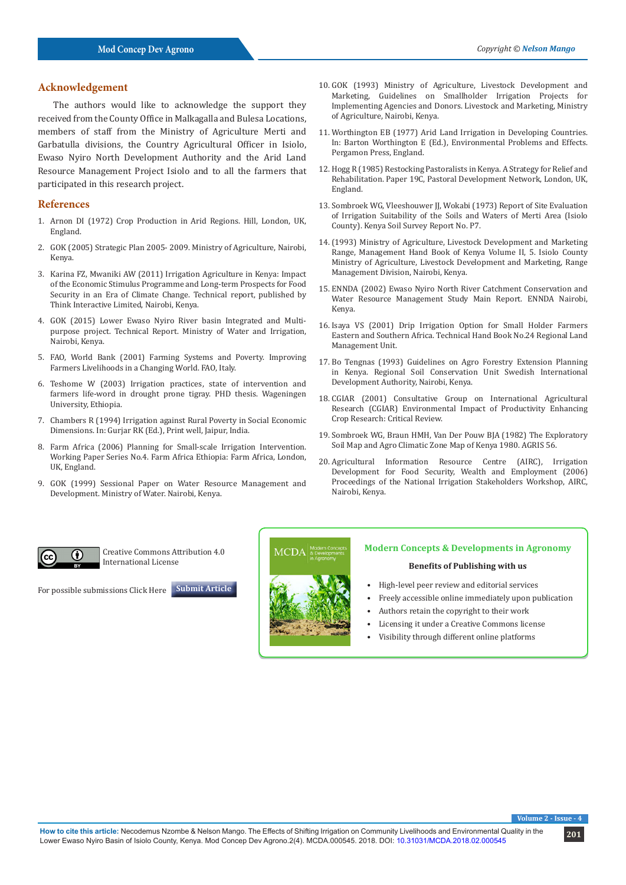## Acknowledgement

The authors would like to acknowledge the support they received from the County Office in Malkagalla and Bulesa Locations, members of staff from the Ministry of Agriculture Merti and Garbatulla divisions, the Country Agricultural Officer in Isiolo, Ewaso Nyiro North Development Authority and the Arid Land Resource Management Project Isiolo and to all the farmers that participated in this research project.

## References

1. Arnon DI (1972) Crop Production in Arid Regions. Hill, London, UK, England.
2. GOK (2005) Strategic Plan 2005- 2009. Ministry of Agriculture, Nairobi, Kenya.
3. Karina FZ, Mwaniki AW (2011) Irrigation Agriculture in Kenya: Impact of the Economic Stimulus Programme and Long-term Prospects for Food Security in an Era of Climate Change. Technical report, published by Think Interactive Limited, Nairobi, Kenya.
4. GOK (2015) Lower Ewaso Nyiro River basin Integrated and Multi-purpose project. Technical Report. Ministry of Water and Irrigation, Nairobi, Kenya.
5. FAO, World Bank (2001) Farming Systems and Poverty. Improving Farmers Livelihoods in a Changing World. FAO, Italy.
6. Teshome W (2003) Irrigation practices, state of intervention and farmers life-word in drought prone tigray. PHD thesis. Wageningen University, Ethiopia.
7. Chambers R (1994) Irrigation against Rural Poverty in Social Economic Dimensions. In: Gurjar RK (Ed.), Print well, Jaipur, India.
8. Farm Africa (2006) Planning for Small-scale Irrigation Intervention. Working Paper Series No.4. Farm Africa Ethiopia: Farm Africa, London, UK, England.
9. GOK (1999) Sessional Paper on Water Resource Management and Development. Ministry of Water. Nairobi, Kenya.
10. GOK (1993) Ministry of Agriculture, Livestock Development and Marketing, Guidelines on Smallholder Irrigation Projects for Implementing Agencies and Donors. Livestock and Marketing, Ministry of Agriculture, Nairobi, Kenya.
11. Worthington EB (1977) Arid Land Irrigation in Developing Countries. In: Barton Worthington E (Ed.), Environmental Problems and Effects. Pergamon Press, England.
12. Hogg R (1985) Restocking Pastoralists in Kenya. A Strategy for Relief and Rehabilitation. Paper 19C, Pastoral Development Network, London, UK, England.
13. Sombroek WG, Vleeshouwer JJ, Wokabi (1973) Report of Site Evaluation of Irrigation Suitability of the Soils and Waters of Merti Area (Isiolo County). Kenya Soil Survey Report No. P7.
14. (1993) Ministry of Agriculture, Livestock Development and Marketing Range, Management Hand Book of Kenya Volume II, 5. Isiolo County Ministry of Agriculture, Livestock Development and Marketing, Range Management Division, Nairobi, Kenya.
15. ENNDA (2002) Ewaso Nyiro North River Catchment Conservation and Water Resource Management Study Main Report. ENNDA Nairobi, Kenya.
16. Isaya VS (2001) Drip Irrigation Option for Small Holder Farmers Eastern and Southern Africa. Technical Hand Book No.24 Regional Land Management Unit.
17. Bo Tengnas (1993) Guidelines on Agro Forestry Extension Planning in Kenya. Regional Soil Conservation Unit Swedish International Development Authority, Nairobi, Kenya.
18. CGIAR (2001) Consultative Group on International Agricultural Research (CGIAR) Environmental Impact of Productivity Enhancing Crop Research: Critical Review.
19. Sombroek WG, Braun HMH, Van Der Pouw BJA (1982) The Exploratory Soil Map and Agro Climatic Zone Map of Kenya 1980. AGRIS 56.
20. Agricultural Information Resource Centre (AIRC), Irrigation Development for Food Security, Wealth and Employment (2006) Proceedings of the National Irrigation Stakeholders Workshop, AIRC, Nairobi, Kenya.

Creative Commons Attribution 4.0 International License

For possible submissions Click Here **Submit Article**

**Modern Concepts & Developments in Agronomy**

**Benefits of Publishing with us**

- High-level peer review and editorial services
- Freely accessible online immediately upon publication
- Authors retain the copyright to their work
- Licensing it under a Creative Commons license
- Visibility through different online platforms

**How to cite this article:** Necodemus Nzombe & Nelson Mango. The Effects of Shifting Irrigation on Community Livelihoods and Environmental Quality in the Lower Ewaso Nyiro Basin of Isiolo County, Kenya. Mod Concep Dev Agrono.2(4). MCDA.000545. 2018. DOI: 10.31031/MCDA.2018.02.000545